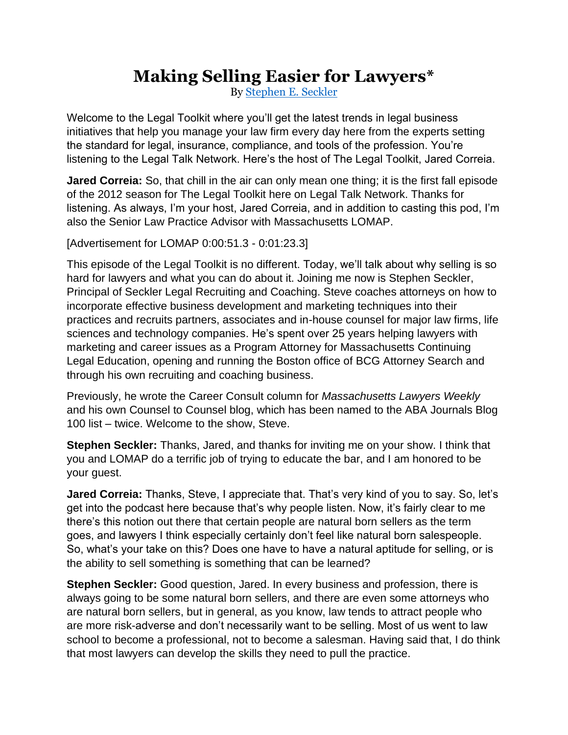# Making Selling Easier for Lawyers*

By [Stephen E. Seckler]

Welcome to the Legal Toolkit where you'll get the latest trends in legal business initiatives that help you manage your law firm every day here from the experts setting the standard for legal, insurance, compliance, and tools of the profession. You're listening to the Legal Talk Network. Here's the host of The Legal Toolkit, Jared Correia.

**Jared Correia:** So, that chill in the air can only mean one thing; it is the first fall episode of the 2012 season for The Legal Toolkit here on Legal Talk Network. Thanks for listening. As always, I'm your host, Jared Correia, and in addition to casting this pod, I'm also the Senior Law Practice Advisor with Massachusetts LOMAP.

[Advertisement for LOMAP 0:00:51.3 - 0:01:23.3]

This episode of the Legal Toolkit is no different. Today, we'll talk about why selling is so hard for lawyers and what you can do about it. Joining me now is Stephen Seckler, Principal of Seckler Legal Recruiting and Coaching. Steve coaches attorneys on how to incorporate effective business development and marketing techniques into their practices and recruits partners, associates and in-house counsel for major law firms, life sciences and technology companies. He's spent over 25 years helping lawyers with marketing and career issues as a Program Attorney for Massachusetts Continuing Legal Education, opening and running the Boston office of BCG Attorney Search and through his own recruiting and coaching business.

Previously, he wrote the Career Consult column for *Massachusetts Lawyers Weekly* and his own Counsel to Counsel blog, which has been named to the ABA Journals Blog 100 list – twice. Welcome to the show, Steve.

**Stephen Seckler:** Thanks, Jared, and thanks for inviting me on your show. I think that you and LOMAP do a terrific job of trying to educate the bar, and I am honored to be your guest.

**Jared Correia:** Thanks, Steve, I appreciate that. That's very kind of you to say. So, let's get into the podcast here because that's why people listen. Now, it's fairly clear to me there's this notion out there that certain people are natural born sellers as the term goes, and lawyers I think especially certainly don't feel like natural born salespeople. So, what's your take on this? Does one have to have a natural aptitude for selling, or is the ability to sell something is something that can be learned?

**Stephen Seckler:** Good question, Jared. In every business and profession, there is always going to be some natural born sellers, and there are even some attorneys who are natural born sellers, but in general, as you know, law tends to attract people who are more risk-adverse and don't necessarily want to be selling. Most of us went to law school to become a professional, not to become a salesman. Having said that, I do think that most lawyers can develop the skills they need to pull the practice.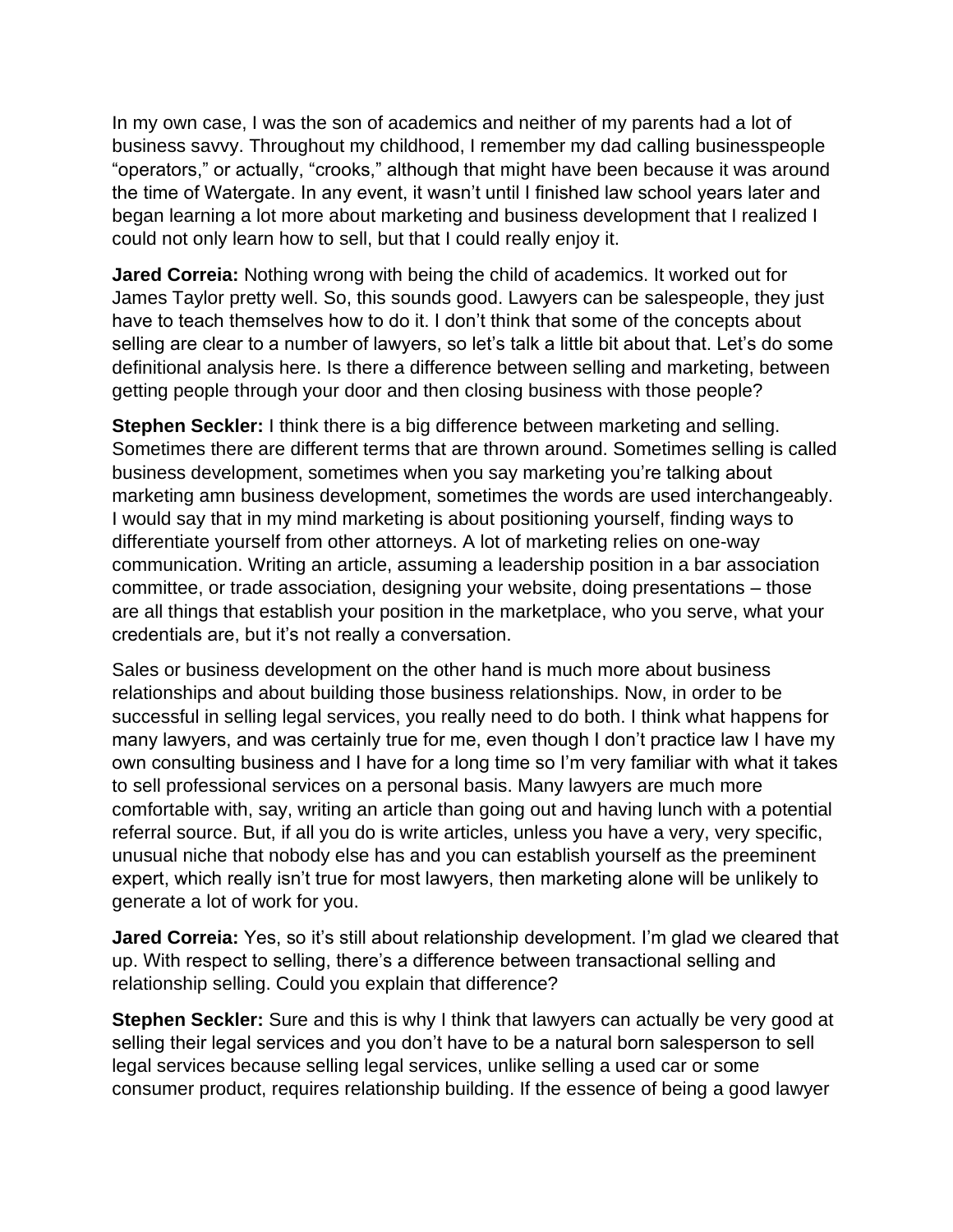In my own case, I was the son of academics and neither of my parents had a lot of business savvy. Throughout my childhood, I remember my dad calling businesspeople "operators," or actually, "crooks," although that might have been because it was around the time of Watergate. In any event, it wasn't until I finished law school years later and began learning a lot more about marketing and business development that I realized I could not only learn how to sell, but that I could really enjoy it.

**Jared Correia:** Nothing wrong with being the child of academics. It worked out for James Taylor pretty well. So, this sounds good. Lawyers can be salespeople, they just have to teach themselves how to do it. I don't think that some of the concepts about selling are clear to a number of lawyers, so let's talk a little bit about that. Let's do some definitional analysis here. Is there a difference between selling and marketing, between getting people through your door and then closing business with those people?

**Stephen Seckler:** I think there is a big difference between marketing and selling. Sometimes there are different terms that are thrown around. Sometimes selling is called business development, sometimes when you say marketing you're talking about marketing amn business development, sometimes the words are used interchangeably. I would say that in my mind marketing is about positioning yourself, finding ways to differentiate yourself from other attorneys. A lot of marketing relies on one-way communication. Writing an article, assuming a leadership position in a bar association committee, or trade association, designing your website, doing presentations – those are all things that establish your position in the marketplace, who you serve, what your credentials are, but it's not really a conversation.

Sales or business development on the other hand is much more about business relationships and about building those business relationships. Now, in order to be successful in selling legal services, you really need to do both. I think what happens for many lawyers, and was certainly true for me, even though I don't practice law I have my own consulting business and I have for a long time so I'm very familiar with what it takes to sell professional services on a personal basis. Many lawyers are much more comfortable with, say, writing an article than going out and having lunch with a potential referral source. But, if all you do is write articles, unless you have a very, very specific, unusual niche that nobody else has and you can establish yourself as the preeminent expert, which really isn't true for most lawyers, then marketing alone will be unlikely to generate a lot of work for you.

**Jared Correia:** Yes, so it's still about relationship development. I'm glad we cleared that up. With respect to selling, there's a difference between transactional selling and relationship selling. Could you explain that difference?

**Stephen Seckler:** Sure and this is why I think that lawyers can actually be very good at selling their legal services and you don't have to be a natural born salesperson to sell legal services because selling legal services, unlike selling a used car or some consumer product, requires relationship building. If the essence of being a good lawyer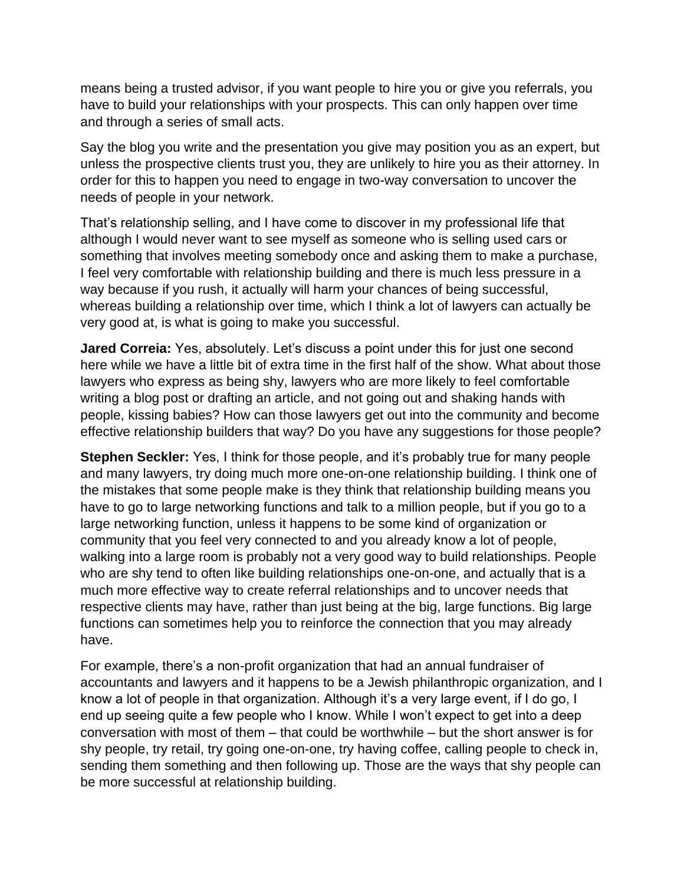means being a trusted advisor, if you want people to hire you or give you referrals, you have to build your relationships with your prospects. This can only happen over time and through a series of small acts.

Say the blog you write and the presentation you give may position you as an expert, but unless the prospective clients trust you, they are unlikely to hire you as their attorney. In order for this to happen you need to engage in two-way conversation to uncover the needs of people in your network.

That's relationship selling, and I have come to discover in my professional life that although I would never want to see myself as someone who is selling used cars or something that involves meeting somebody once and asking them to make a purchase, I feel very comfortable with relationship building and there is much less pressure in a way because if you rush, it actually will harm your chances of being successful, whereas building a relationship over time, which I think a lot of lawyers can actually be very good at, is what is going to make you successful.

**Jared Correia:** Yes, absolutely. Let's discuss a point under this for just one second here while we have a little bit of extra time in the first half of the show. What about those lawyers who express as being shy, lawyers who are more likely to feel comfortable writing a blog post or drafting an article, and not going out and shaking hands with people, kissing babies? How can those lawyers get out into the community and become effective relationship builders that way? Do you have any suggestions for those people?

**Stephen Seckler:** Yes, I think for those people, and it's probably true for many people and many lawyers, try doing much more one-on-one relationship building. I think one of the mistakes that some people make is they think that relationship building means you have to go to large networking functions and talk to a million people, but if you go to a large networking function, unless it happens to be some kind of organization or community that you feel very connected to and you already know a lot of people, walking into a large room is probably not a very good way to build relationships. People who are shy tend to often like building relationships one-on-one, and actually that is a much more effective way to create referral relationships and to uncover needs that respective clients may have, rather than just being at the big, large functions. Big large functions can sometimes help you to reinforce the connection that you may already have.

For example, there's a non-profit organization that had an annual fundraiser of accountants and lawyers and it happens to be a Jewish philanthropic organization, and I know a lot of people in that organization. Although it's a very large event, if I do go, I end up seeing quite a few people who I know. While I won't expect to get into a deep conversation with most of them – that could be worthwhile – but the short answer is for shy people, try retail, try going one-on-one, try having coffee, calling people to check in, sending them something and then following up. Those are the ways that shy people can be more successful at relationship building.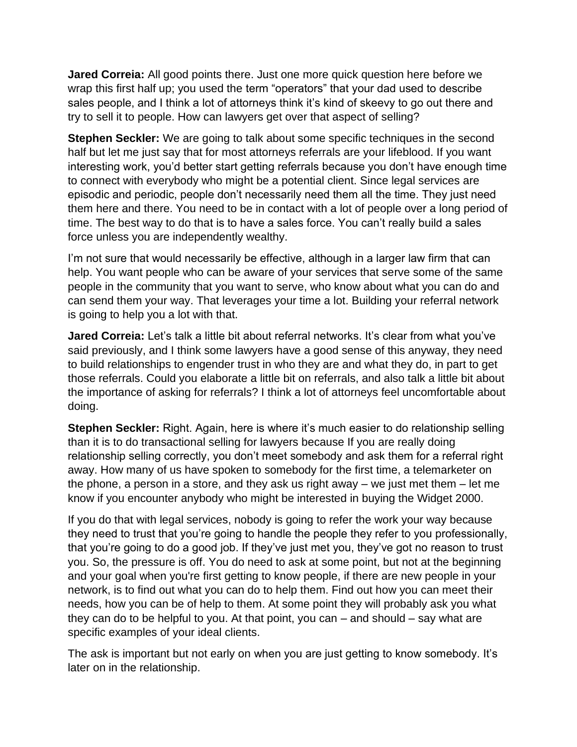**Jared Correia:** All good points there. Just one more quick question here before we wrap this first half up; you used the term "operators" that your dad used to describe sales people, and I think a lot of attorneys think it's kind of skeevy to go out there and try to sell it to people. How can lawyers get over that aspect of selling?

**Stephen Seckler:** We are going to talk about some specific techniques in the second half but let me just say that for most attorneys referrals are your lifeblood. If you want interesting work, you'd better start getting referrals because you don't have enough time to connect with everybody who might be a potential client. Since legal services are episodic and periodic, people don't necessarily need them all the time. They just need them here and there. You need to be in contact with a lot of people over a long period of time. The best way to do that is to have a sales force. You can't really build a sales force unless you are independently wealthy.

I'm not sure that would necessarily be effective, although in a larger law firm that can help. You want people who can be aware of your services that serve some of the same people in the community that you want to serve, who know about what you can do and can send them your way. That leverages your time a lot. Building your referral network is going to help you a lot with that.

**Jared Correia:** Let's talk a little bit about referral networks. It's clear from what you've said previously, and I think some lawyers have a good sense of this anyway, they need to build relationships to engender trust in who they are and what they do, in part to get those referrals. Could you elaborate a little bit on referrals, and also talk a little bit about the importance of asking for referrals? I think a lot of attorneys feel uncomfortable about doing.

**Stephen Seckler:** Right. Again, here is where it's much easier to do relationship selling than it is to do transactional selling for lawyers because If you are really doing relationship selling correctly, you don't meet somebody and ask them for a referral right away. How many of us have spoken to somebody for the first time, a telemarketer on the phone, a person in a store, and they ask us right away – we just met them – let me know if you encounter anybody who might be interested in buying the Widget 2000.

If you do that with legal services, nobody is going to refer the work your way because they need to trust that you're going to handle the people they refer to you professionally, that you're going to do a good job. If they've just met you, they've got no reason to trust you. So, the pressure is off. You do need to ask at some point, but not at the beginning and your goal when you're first getting to know people, if there are new people in your network, is to find out what you can do to help them. Find out how you can meet their needs, how you can be of help to them. At some point they will probably ask you what they can do to be helpful to you. At that point, you can – and should – say what are specific examples of your ideal clients.

The ask is important but not early on when you are just getting to know somebody. It's later on in the relationship.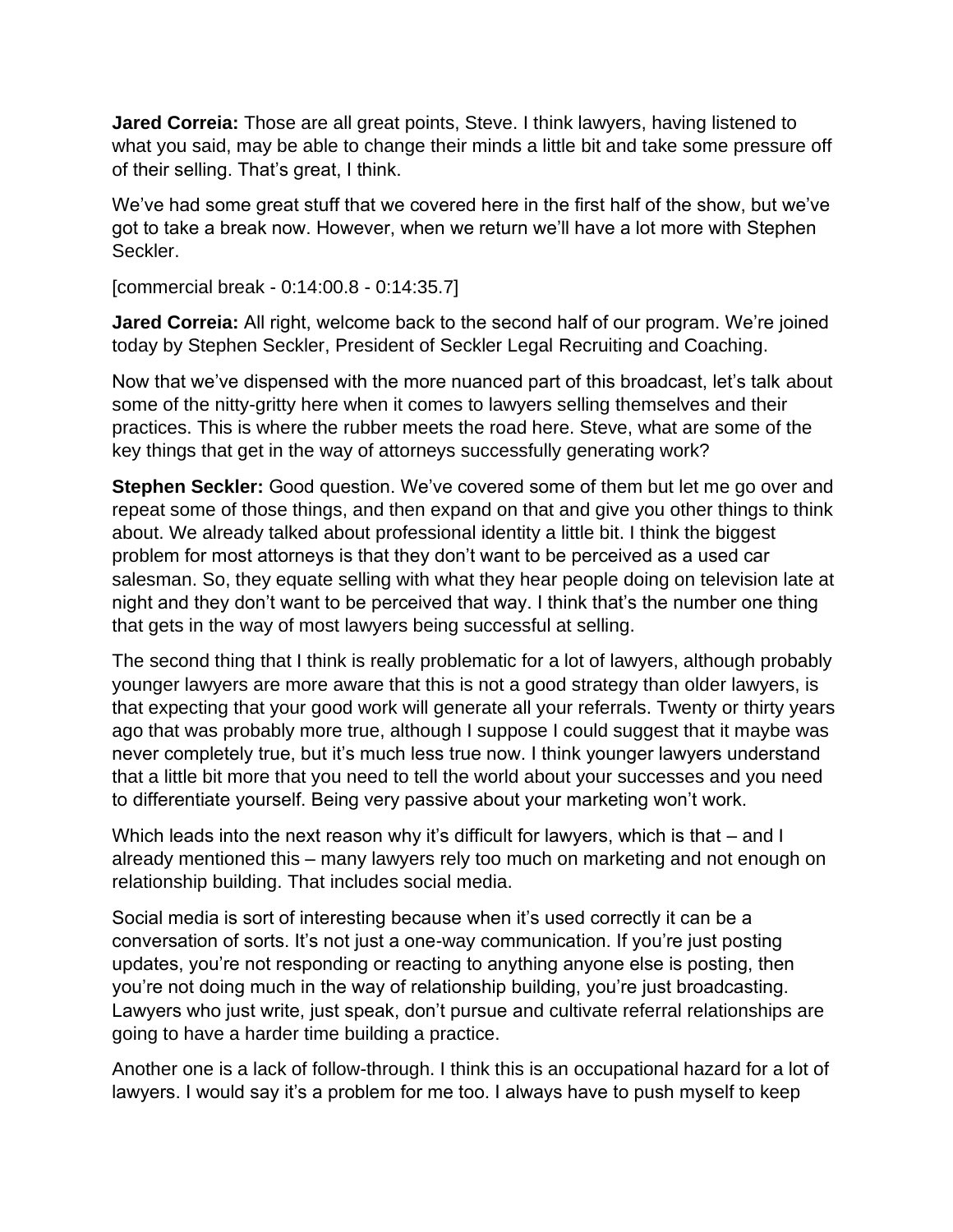**Jared Correia:** Those are all great points, Steve. I think lawyers, having listened to what you said, may be able to change their minds a little bit and take some pressure off of their selling. That's great, I think.

We've had some great stuff that we covered here in the first half of the show, but we've got to take a break now. However, when we return we'll have a lot more with Stephen Seckler.

[commercial break - 0:14:00.8 - 0:14:35.7]

**Jared Correia:** All right, welcome back to the second half of our program. We're joined today by Stephen Seckler, President of Seckler Legal Recruiting and Coaching.

Now that we've dispensed with the more nuanced part of this broadcast, let's talk about some of the nitty-gritty here when it comes to lawyers selling themselves and their practices. This is where the rubber meets the road here. Steve, what are some of the key things that get in the way of attorneys successfully generating work?

**Stephen Seckler:** Good question. We've covered some of them but let me go over and repeat some of those things, and then expand on that and give you other things to think about. We already talked about professional identity a little bit. I think the biggest problem for most attorneys is that they don't want to be perceived as a used car salesman. So, they equate selling with what they hear people doing on television late at night and they don't want to be perceived that way. I think that's the number one thing that gets in the way of most lawyers being successful at selling.

The second thing that I think is really problematic for a lot of lawyers, although probably younger lawyers are more aware that this is not a good strategy than older lawyers, is that expecting that your good work will generate all your referrals. Twenty or thirty years ago that was probably more true, although I suppose I could suggest that it maybe was never completely true, but it's much less true now. I think younger lawyers understand that a little bit more that you need to tell the world about your successes and you need to differentiate yourself. Being very passive about your marketing won't work.

Which leads into the next reason why it's difficult for lawyers, which is that – and I already mentioned this – many lawyers rely too much on marketing and not enough on relationship building. That includes social media.

Social media is sort of interesting because when it's used correctly it can be a conversation of sorts. It's not just a one-way communication. If you're just posting updates, you're not responding or reacting to anything anyone else is posting, then you're not doing much in the way of relationship building, you're just broadcasting. Lawyers who just write, just speak, don't pursue and cultivate referral relationships are going to have a harder time building a practice.

Another one is a lack of follow-through. I think this is an occupational hazard for a lot of lawyers. I would say it's a problem for me too. I always have to push myself to keep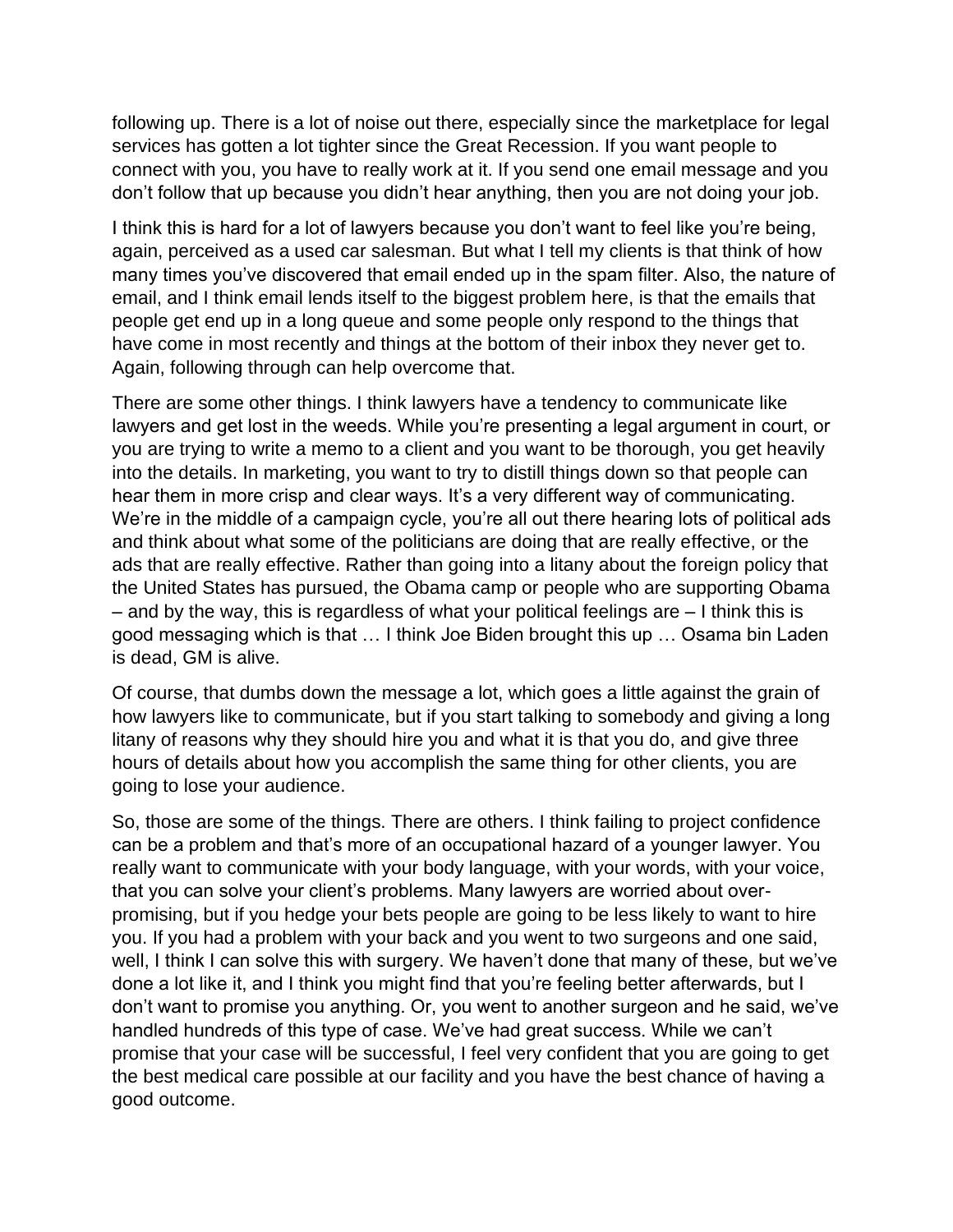following up. There is a lot of noise out there, especially since the marketplace for legal services has gotten a lot tighter since the Great Recession. If you want people to connect with you, you have to really work at it. If you send one email message and you don't follow that up because you didn't hear anything, then you are not doing your job.

I think this is hard for a lot of lawyers because you don't want to feel like you're being, again, perceived as a used car salesman. But what I tell my clients is that think of how many times you've discovered that email ended up in the spam filter. Also, the nature of email, and I think email lends itself to the biggest problem here, is that the emails that people get end up in a long queue and some people only respond to the things that have come in most recently and things at the bottom of their inbox they never get to. Again, following through can help overcome that.

There are some other things. I think lawyers have a tendency to communicate like lawyers and get lost in the weeds. While you're presenting a legal argument in court, or you are trying to write a memo to a client and you want to be thorough, you get heavily into the details. In marketing, you want to try to distill things down so that people can hear them in more crisp and clear ways. It's a very different way of communicating. We're in the middle of a campaign cycle, you're all out there hearing lots of political ads and think about what some of the politicians are doing that are really effective, or the ads that are really effective. Rather than going into a litany about the foreign policy that the United States has pursued, the Obama camp or people who are supporting Obama – and by the way, this is regardless of what your political feelings are – I think this is good messaging which is that … I think Joe Biden brought this up … Osama bin Laden is dead, GM is alive.

Of course, that dumbs down the message a lot, which goes a little against the grain of how lawyers like to communicate, but if you start talking to somebody and giving a long litany of reasons why they should hire you and what it is that you do, and give three hours of details about how you accomplish the same thing for other clients, you are going to lose your audience.

So, those are some of the things. There are others. I think failing to project confidence can be a problem and that's more of an occupational hazard of a younger lawyer. You really want to communicate with your body language, with your words, with your voice, that you can solve your client's problems. Many lawyers are worried about over-promising, but if you hedge your bets people are going to be less likely to want to hire you. If you had a problem with your back and you went to two surgeons and one said, well, I think I can solve this with surgery. We haven't done that many of these, but we've done a lot like it, and I think you might find that you're feeling better afterwards, but I don't want to promise you anything. Or, you went to another surgeon and he said, we've handled hundreds of this type of case. We've had great success. While we can't promise that your case will be successful, I feel very confident that you are going to get the best medical care possible at our facility and you have the best chance of having a good outcome.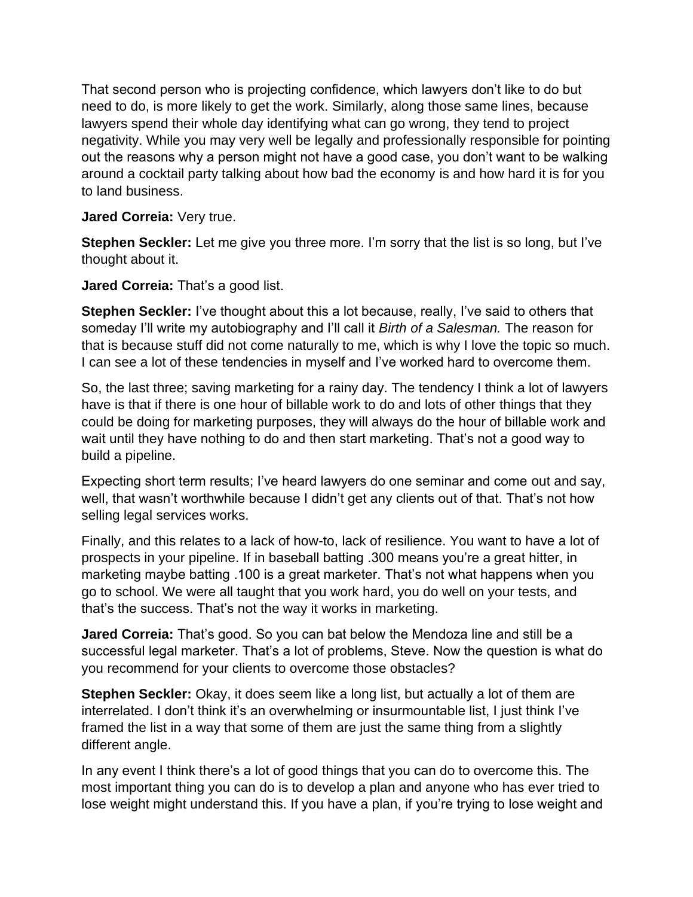That second person who is projecting confidence, which lawyers don't like to do but need to do, is more likely to get the work. Similarly, along those same lines, because lawyers spend their whole day identifying what can go wrong, they tend to project negativity. While you may very well be legally and professionally responsible for pointing out the reasons why a person might not have a good case, you don't want to be walking around a cocktail party talking about how bad the economy is and how hard it is for you to land business.

**Jared Correia:** Very true.

**Stephen Seckler:** Let me give you three more. I'm sorry that the list is so long, but I've thought about it.

**Jared Correia:** That's a good list.

**Stephen Seckler:** I've thought about this a lot because, really, I've said to others that someday I'll write my autobiography and I'll call it *Birth of a Salesman.* The reason for that is because stuff did not come naturally to me, which is why I love the topic so much. I can see a lot of these tendencies in myself and I've worked hard to overcome them.

So, the last three; saving marketing for a rainy day. The tendency I think a lot of lawyers have is that if there is one hour of billable work to do and lots of other things that they could be doing for marketing purposes, they will always do the hour of billable work and wait until they have nothing to do and then start marketing. That's not a good way to build a pipeline.

Expecting short term results; I've heard lawyers do one seminar and come out and say, well, that wasn't worthwhile because I didn't get any clients out of that. That's not how selling legal services works.

Finally, and this relates to a lack of how-to, lack of resilience. You want to have a lot of prospects in your pipeline. If in baseball batting .300 means you're a great hitter, in marketing maybe batting .100 is a great marketer. That's not what happens when you go to school. We were all taught that you work hard, you do well on your tests, and that's the success. That's not the way it works in marketing.

**Jared Correia:** That's good. So you can bat below the Mendoza line and still be a successful legal marketer. That's a lot of problems, Steve. Now the question is what do you recommend for your clients to overcome those obstacles?

**Stephen Seckler:** Okay, it does seem like a long list, but actually a lot of them are interrelated. I don't think it's an overwhelming or insurmountable list, I just think I've framed the list in a way that some of them are just the same thing from a slightly different angle.

In any event I think there's a lot of good things that you can do to overcome this. The most important thing you can do is to develop a plan and anyone who has ever tried to lose weight might understand this. If you have a plan, if you're trying to lose weight and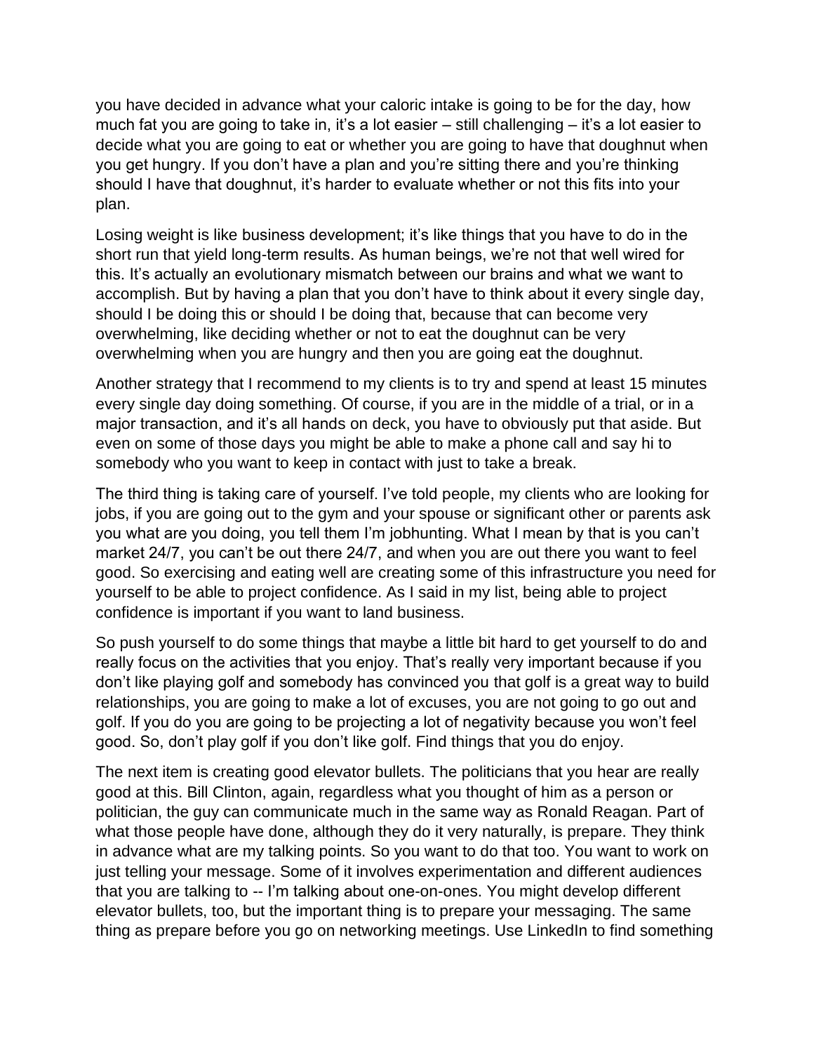you have decided in advance what your caloric intake is going to be for the day, how much fat you are going to take in, it's a lot easier – still challenging – it's a lot easier to decide what you are going to eat or whether you are going to have that doughnut when you get hungry. If you don't have a plan and you're sitting there and you're thinking should I have that doughnut, it's harder to evaluate whether or not this fits into your plan.

Losing weight is like business development; it's like things that you have to do in the short run that yield long-term results. As human beings, we're not that well wired for this. It's actually an evolutionary mismatch between our brains and what we want to accomplish. But by having a plan that you don't have to think about it every single day, should I be doing this or should I be doing that, because that can become very overwhelming, like deciding whether or not to eat the doughnut can be very overwhelming when you are hungry and then you are going eat the doughnut.

Another strategy that I recommend to my clients is to try and spend at least 15 minutes every single day doing something. Of course, if you are in the middle of a trial, or in a major transaction, and it's all hands on deck, you have to obviously put that aside. But even on some of those days you might be able to make a phone call and say hi to somebody who you want to keep in contact with just to take a break.

The third thing is taking care of yourself. I've told people, my clients who are looking for jobs, if you are going out to the gym and your spouse or significant other or parents ask you what are you doing, you tell them I'm jobhunting. What I mean by that is you can't market 24/7, you can't be out there 24/7, and when you are out there you want to feel good. So exercising and eating well are creating some of this infrastructure you need for yourself to be able to project confidence. As I said in my list, being able to project confidence is important if you want to land business.

So push yourself to do some things that maybe a little bit hard to get yourself to do and really focus on the activities that you enjoy. That's really very important because if you don't like playing golf and somebody has convinced you that golf is a great way to build relationships, you are going to make a lot of excuses, you are not going to go out and golf. If you do you are going to be projecting a lot of negativity because you won't feel good. So, don't play golf if you don't like golf. Find things that you do enjoy.

The next item is creating good elevator bullets. The politicians that you hear are really good at this. Bill Clinton, again, regardless what you thought of him as a person or politician, the guy can communicate much in the same way as Ronald Reagan. Part of what those people have done, although they do it very naturally, is prepare. They think in advance what are my talking points. So you want to do that too. You want to work on just telling your message. Some of it involves experimentation and different audiences that you are talking to -- I'm talking about one-on-ones. You might develop different elevator bullets, too, but the important thing is to prepare your messaging. The same thing as prepare before you go on networking meetings. Use LinkedIn to find something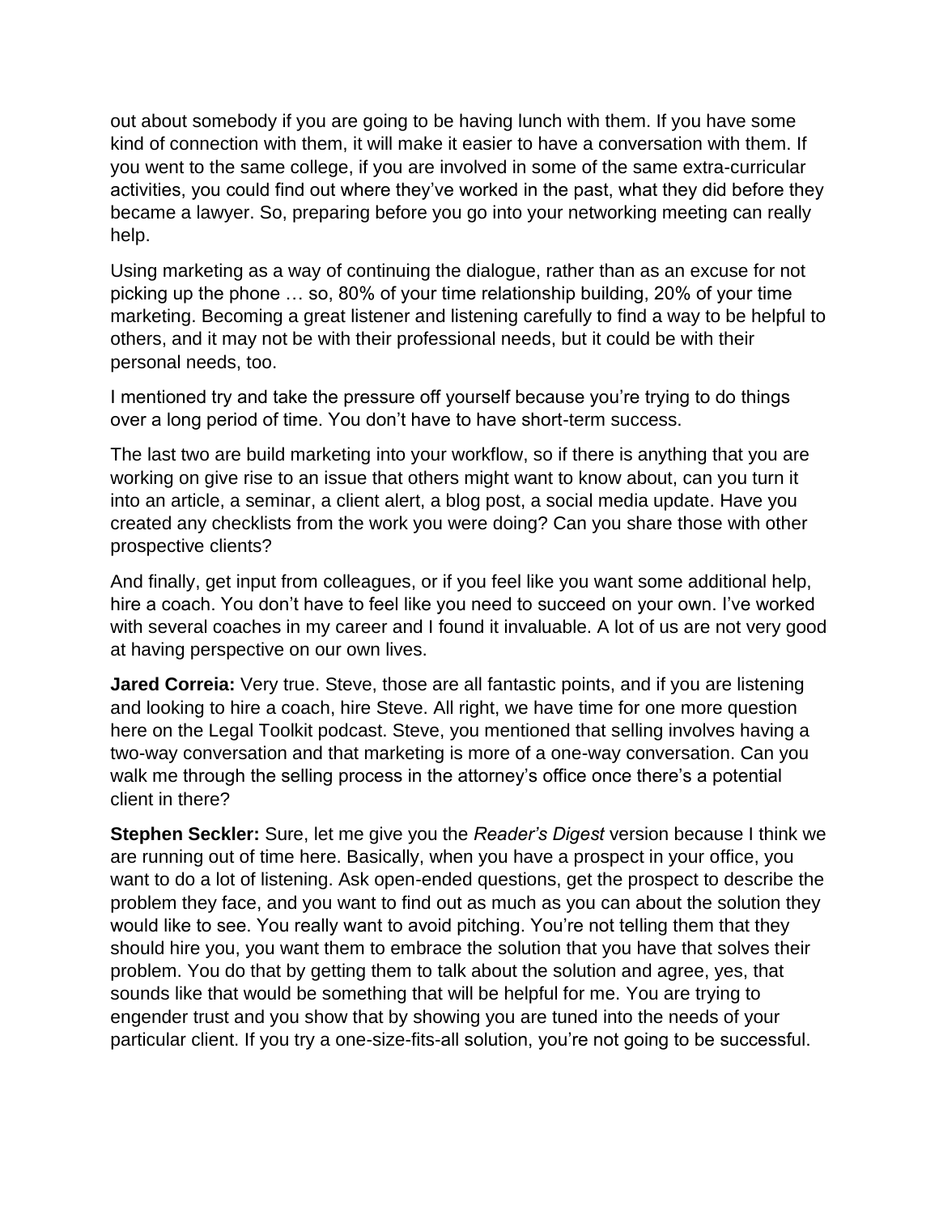out about somebody if you are going to be having lunch with them. If you have some kind of connection with them, it will make it easier to have a conversation with them. If you went to the same college, if you are involved in some of the same extra-curricular activities, you could find out where they've worked in the past, what they did before they became a lawyer. So, preparing before you go into your networking meeting can really help.

Using marketing as a way of continuing the dialogue, rather than as an excuse for not picking up the phone … so, 80% of your time relationship building, 20% of your time marketing. Becoming a great listener and listening carefully to find a way to be helpful to others, and it may not be with their professional needs, but it could be with their personal needs, too.

I mentioned try and take the pressure off yourself because you're trying to do things over a long period of time. You don't have to have short-term success.

The last two are build marketing into your workflow, so if there is anything that you are working on give rise to an issue that others might want to know about, can you turn it into an article, a seminar, a client alert, a blog post, a social media update. Have you created any checklists from the work you were doing? Can you share those with other prospective clients?

And finally, get input from colleagues, or if you feel like you want some additional help, hire a coach. You don't have to feel like you need to succeed on your own. I've worked with several coaches in my career and I found it invaluable. A lot of us are not very good at having perspective on our own lives.

**Jared Correia:** Very true. Steve, those are all fantastic points, and if you are listening and looking to hire a coach, hire Steve. All right, we have time for one more question here on the Legal Toolkit podcast. Steve, you mentioned that selling involves having a two-way conversation and that marketing is more of a one-way conversation. Can you walk me through the selling process in the attorney's office once there's a potential client in there?

**Stephen Seckler:** Sure, let me give you the *Reader's Digest* version because I think we are running out of time here. Basically, when you have a prospect in your office, you want to do a lot of listening. Ask open-ended questions, get the prospect to describe the problem they face, and you want to find out as much as you can about the solution they would like to see. You really want to avoid pitching. You're not telling them that they should hire you, you want them to embrace the solution that you have that solves their problem. You do that by getting them to talk about the solution and agree, yes, that sounds like that would be something that will be helpful for me. You are trying to engender trust and you show that by showing you are tuned into the needs of your particular client. If you try a one-size-fits-all solution, you're not going to be successful.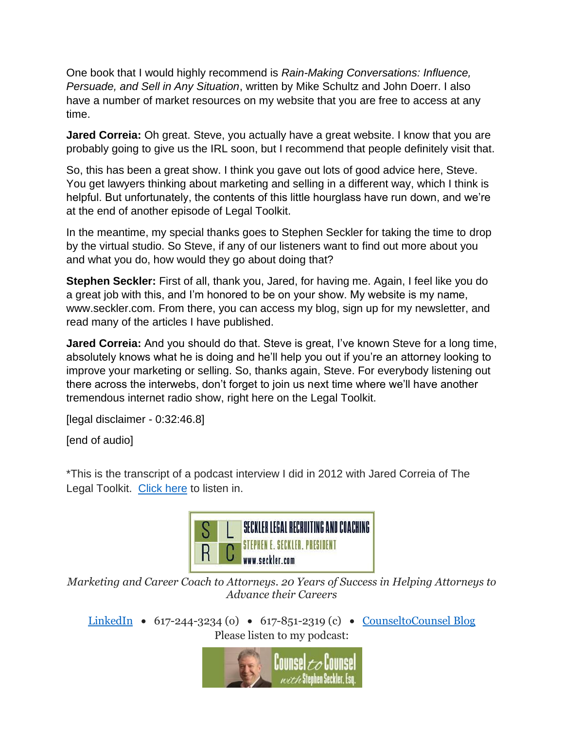One book that I would highly recommend is *Rain-Making Conversations: Influence, Persuade, and Sell in Any Situation*, written by Mike Schultz and John Doerr. I also have a number of market resources on my website that you are free to access at any time.

**Jared Correia:** Oh great. Steve, you actually have a great website. I know that you are probably going to give us the IRL soon, but I recommend that people definitely visit that.

So, this has been a great show. I think you gave out lots of good advice here, Steve. You get lawyers thinking about marketing and selling in a different way, which I think is helpful. But unfortunately, the contents of this little hourglass have run down, and we're at the end of another episode of Legal Toolkit.

In the meantime, my special thanks goes to Stephen Seckler for taking the time to drop by the virtual studio. So Steve, if any of our listeners want to find out more about you and what you do, how would they go about doing that?

**Stephen Seckler:** First of all, thank you, Jared, for having me. Again, I feel like you do a great job with this, and I'm honored to be on your show. My website is my name, www.seckler.com. From there, you can access my blog, sign up for my newsletter, and read many of the articles I have published.

**Jared Correia:** And you should do that. Steve is great, I've known Steve for a long time, absolutely knows what he is doing and he'll help you out if you're an attorney looking to improve your marketing or selling. So, thanks again, Steve. For everybody listening out there across the interwebs, don't forget to join us next time where we'll have another tremendous internet radio show, right here on the Legal Toolkit.

[legal disclaimer - 0:32:46.8]

[end of audio]

*This is the transcript of a podcast interview I did in 2012 with Jared Correia of The Legal Toolkit. [Click here](#) to listen in.

SECKLER LEGAL RECRUITING AND COACHING
STEPHEN E. SECKLER, PRESIDENT
www.seckler.com

*Marketing and Career Coach to Attorneys. 20 Years of Success in Helping Attorneys to Advance their Careers*

[LinkedIn](#) • 617-244-3234 (o) • 617-851-2319 (c) • [CounseltoCounsel Blog](#)

Please listen to my podcast:

Counsel to Counsel with Stephen Seckler, Esq.